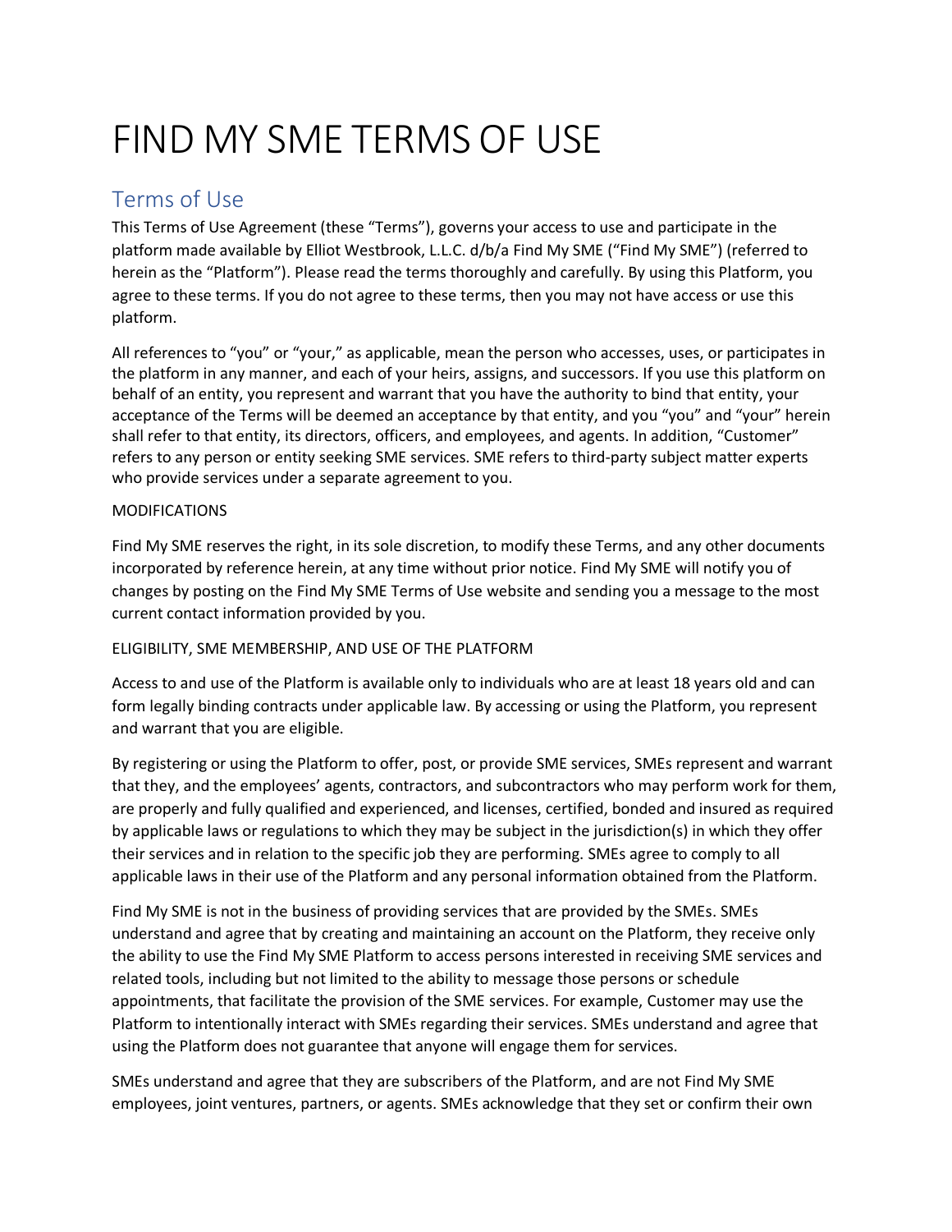# FIND MY SME TERMS OF USE

## Terms of Use

This Terms of Use Agreement (these "Terms"), governs your access to use and participate in the platform made available by Elliot Westbrook, L.L.C. d/b/a Find My SME ("Find My SME") (referred to herein as the "Platform"). Please read the terms thoroughly and carefully. By using this Platform, you agree to these terms. If you do not agree to these terms, then you may not have access or use this platform.

All references to "you" or "your," as applicable, mean the person who accesses, uses, or participates in the platform in any manner, and each of your heirs, assigns, and successors. If you use this platform on behalf of an entity, you represent and warrant that you have the authority to bind that entity, your acceptance of the Terms will be deemed an acceptance by that entity, and you "you" and "your" herein shall refer to that entity, its directors, officers, and employees, and agents. In addition, "Customer" refers to any person or entity seeking SME services. SME refers to third-party subject matter experts who provide services under a separate agreement to you.

MODIFICATIONS

Find My SME reserves the right, in its sole discretion, to modify these Terms, and any other documents incorporated by reference herein, at any time without prior notice. Find My SME will notify you of changes by posting on the Find My SME Terms of Use website and sending you a message to the most current contact information provided by you.

ELIGIBILITY, SME MEMBERSHIP, AND USE OF THE PLATFORM

Access to and use of the Platform is available only to individuals who are at least 18 years old and can form legally binding contracts under applicable law. By accessing or using the Platform, you represent and warrant that you are eligible.

By registering or using the Platform to offer, post, or provide SME services, SMEs represent and warrant that they, and the employees' agents, contractors, and subcontractors who may perform work for them, are properly and fully qualified and experienced, and licenses, certified, bonded and insured as required by applicable laws or regulations to which they may be subject in the jurisdiction(s) in which they offer their services and in relation to the specific job they are performing. SMEs agree to comply to all applicable laws in their use of the Platform and any personal information obtained from the Platform.

Find My SME is not in the business of providing services that are provided by the SMEs. SMEs understand and agree that by creating and maintaining an account on the Platform, they receive only the ability to use the Find My SME Platform to access persons interested in receiving SME services and related tools, including but not limited to the ability to message those persons or schedule appointments, that facilitate the provision of the SME services. For example, Customer may use the Platform to intentionally interact with SMEs regarding their services. SMEs understand and agree that using the Platform does not guarantee that anyone will engage them for services.

SMEs understand and agree that they are subscribers of the Platform, and are not Find My SME employees, joint ventures, partners, or agents. SMEs acknowledge that they set or confirm their own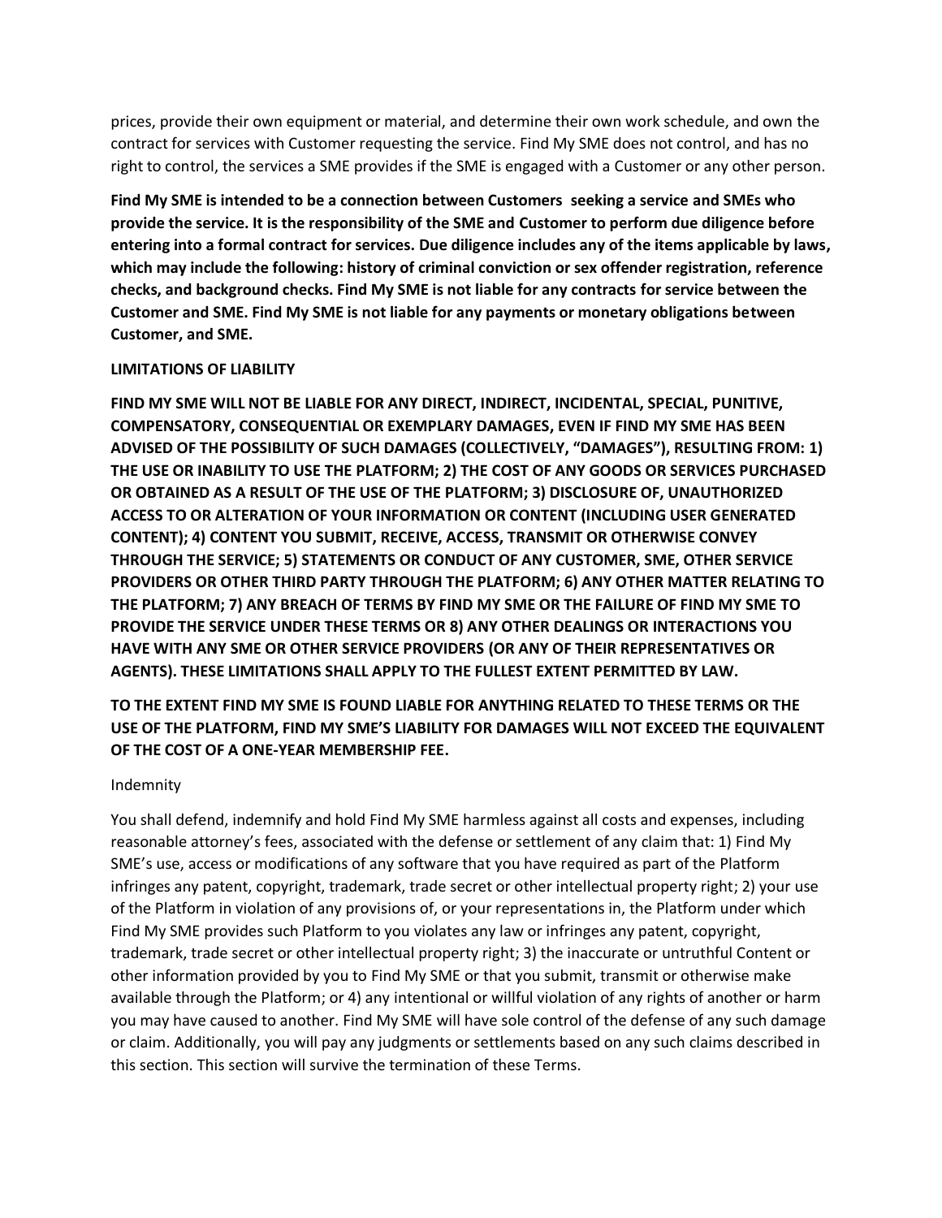prices, provide their own equipment or material, and determine their own work schedule, and own the contract for services with Customer requesting the service. Find My SME does not control, and has no right to control, the services a SME provides if the SME is engaged with a Customer or any other person.

**Find My SME is intended to be a connection between Customers seeking a service and SMEs who provide the service. It is the responsibility of the SME and Customer to perform due diligence before entering into a formal contract for services. Due diligence includes any of the items applicable by laws, which may include the following: history of criminal conviction or sex offender registration, reference checks, and background checks. Find My SME is not liable for any contracts for service between the Customer and SME. Find My SME is not liable for any payments or monetary obligations between Customer, and SME.**

**LIMITATIONS OF LIABILITY**

**FIND MY SME WILL NOT BE LIABLE FOR ANY DIRECT, INDIRECT, INCIDENTAL, SPECIAL, PUNITIVE, COMPENSATORY, CONSEQUENTIAL OR EXEMPLARY DAMAGES, EVEN IF FIND MY SME HAS BEEN ADVISED OF THE POSSIBILITY OF SUCH DAMAGES (COLLECTIVELY, "DAMAGES"), RESULTING FROM: 1) THE USE OR INABILITY TO USE THE PLATFORM; 2) THE COST OF ANY GOODS OR SERVICES PURCHASED OR OBTAINED AS A RESULT OF THE USE OF THE PLATFORM; 3) DISCLOSURE OF, UNAUTHORIZED ACCESS TO OR ALTERATION OF YOUR INFORMATION OR CONTENT (INCLUDING USER GENERATED CONTENT); 4) CONTENT YOU SUBMIT, RECEIVE, ACCESS, TRANSMIT OR OTHERWISE CONVEY THROUGH THE SERVICE; 5) STATEMENTS OR CONDUCT OF ANY CUSTOMER, SME, OTHER SERVICE PROVIDERS OR OTHER THIRD PARTY THROUGH THE PLATFORM; 6) ANY OTHER MATTER RELATING TO THE PLATFORM; 7) ANY BREACH OF TERMS BY FIND MY SME OR THE FAILURE OF FIND MY SME TO PROVIDE THE SERVICE UNDER THESE TERMS OR 8) ANY OTHER DEALINGS OR INTERACTIONS YOU HAVE WITH ANY SME OR OTHER SERVICE PROVIDERS (OR ANY OF THEIR REPRESENTATIVES OR AGENTS). THESE LIMITATIONS SHALL APPLY TO THE FULLEST EXTENT PERMITTED BY LAW.**

**TO THE EXTENT FIND MY SME IS FOUND LIABLE FOR ANYTHING RELATED TO THESE TERMS OR THE USE OF THE PLATFORM, FIND MY SME'S LIABILITY FOR DAMAGES WILL NOT EXCEED THE EQUIVALENT OF THE COST OF A ONE-YEAR MEMBERSHIP FEE.**

Indemnity

You shall defend, indemnify and hold Find My SME harmless against all costs and expenses, including reasonable attorney's fees, associated with the defense or settlement of any claim that: 1) Find My SME's use, access or modifications of any software that you have required as part of the Platform infringes any patent, copyright, trademark, trade secret or other intellectual property right; 2) your use of the Platform in violation of any provisions of, or your representations in, the Platform under which Find My SME provides such Platform to you violates any law or infringes any patent, copyright, trademark, trade secret or other intellectual property right; 3) the inaccurate or untruthful Content or other information provided by you to Find My SME or that you submit, transmit or otherwise make available through the Platform; or 4) any intentional or willful violation of any rights of another or harm you may have caused to another. Find My SME will have sole control of the defense of any such damage or claim. Additionally, you will pay any judgments or settlements based on any such claims described in this section. This section will survive the termination of these Terms.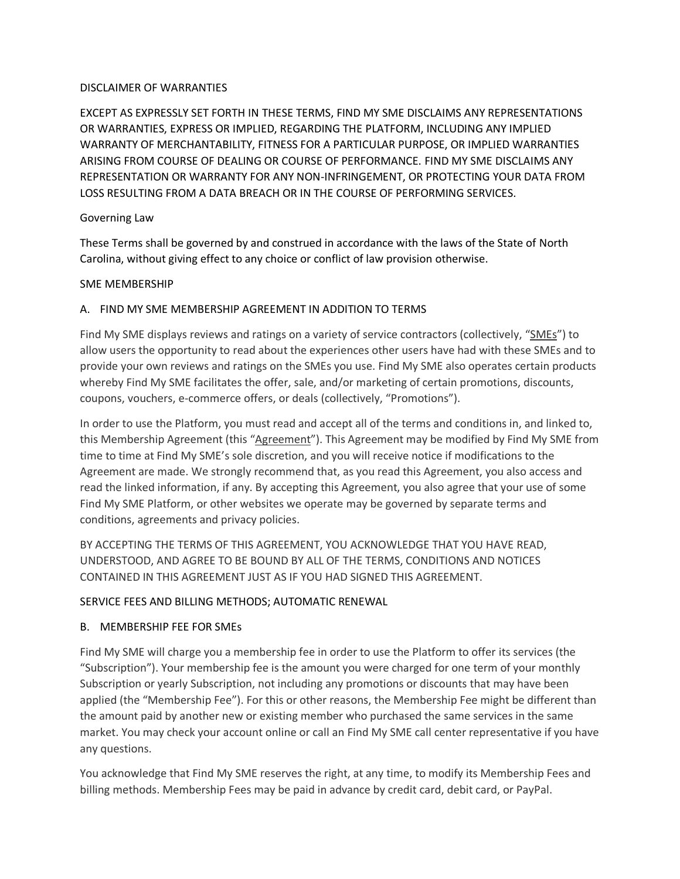## DISCLAIMER OF WARRANTIES

EXCEPT AS EXPRESSLY SET FORTH IN THESE TERMS, FIND MY SME DISCLAIMS ANY REPRESENTATIONS OR WARRANTIES, EXPRESS OR IMPLIED, REGARDING THE PLATFORM, INCLUDING ANY IMPLIED WARRANTY OF MERCHANTABILITY, FITNESS FOR A PARTICULAR PURPOSE, OR IMPLIED WARRANTIES ARISING FROM COURSE OF DEALING OR COURSE OF PERFORMANCE. FIND MY SME DISCLAIMS ANY REPRESENTATION OR WARRANTY FOR ANY NON-INFRINGEMENT, OR PROTECTING YOUR DATA FROM LOSS RESULTING FROM A DATA BREACH OR IN THE COURSE OF PERFORMING SERVICES.

## Governing Law

These Terms shall be governed by and construed in accordance with the laws of the State of North Carolina, without giving effect to any choice or conflict of law provision otherwise.

## SME MEMBERSHIP

### A. FIND MY SME MEMBERSHIP AGREEMENT IN ADDITION TO TERMS

Find My SME displays reviews and ratings on a variety of service contractors (collectively, "SMEs") to allow users the opportunity to read about the experiences other users have had with these SMEs and to provide your own reviews and ratings on the SMEs you use. Find My SME also operates certain products whereby Find My SME facilitates the offer, sale, and/or marketing of certain promotions, discounts, coupons, vouchers, e-commerce offers, or deals (collectively, "Promotions").

In order to use the Platform, you must read and accept all of the terms and conditions in, and linked to, this Membership Agreement (this "Agreement"). This Agreement may be modified by Find My SME from time to time at Find My SME's sole discretion, and you will receive notice if modifications to the Agreement are made. We strongly recommend that, as you read this Agreement, you also access and read the linked information, if any. By accepting this Agreement, you also agree that your use of some Find My SME Platform, or other websites we operate may be governed by separate terms and conditions, agreements and privacy policies.

BY ACCEPTING THE TERMS OF THIS AGREEMENT, YOU ACKNOWLEDGE THAT YOU HAVE READ, UNDERSTOOD, AND AGREE TO BE BOUND BY ALL OF THE TERMS, CONDITIONS AND NOTICES CONTAINED IN THIS AGREEMENT JUST AS IF YOU HAD SIGNED THIS AGREEMENT.

## SERVICE FEES AND BILLING METHODS; AUTOMATIC RENEWAL

### B. MEMBERSHIP FEE FOR SMEs

Find My SME will charge you a membership fee in order to use the Platform to offer its services (the "Subscription"). Your membership fee is the amount you were charged for one term of your monthly Subscription or yearly Subscription, not including any promotions or discounts that may have been applied (the "Membership Fee"). For this or other reasons, the Membership Fee might be different than the amount paid by another new or existing member who purchased the same services in the same market. You may check your account online or call an Find My SME call center representative if you have any questions.

You acknowledge that Find My SME reserves the right, at any time, to modify its Membership Fees and billing methods. Membership Fees may be paid in advance by credit card, debit card, or PayPal.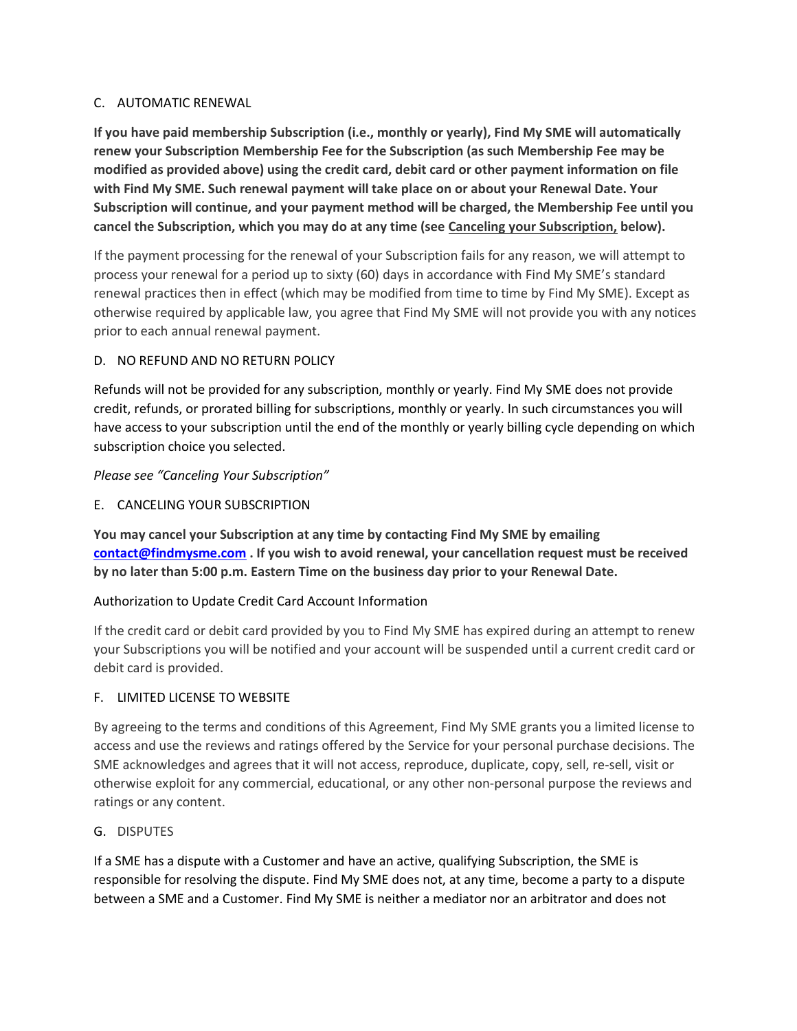## C. AUTOMATIC RENEWAL

**If you have paid membership Subscription (i.e., monthly or yearly), Find My SME will automatically renew your Subscription Membership Fee for the Subscription (as such Membership Fee may be modified as provided above) using the credit card, debit card or other payment information on file with Find My SME. Such renewal payment will take place on or about your Renewal Date. Your Subscription will continue, and your payment method will be charged, the Membership Fee until you cancel the Subscription, which you may do at any time (see Canceling your Subscription, below).**

If the payment processing for the renewal of your Subscription fails for any reason, we will attempt to process your renewal for a period up to sixty (60) days in accordance with Find My SME's standard renewal practices then in effect (which may be modified from time to time by Find My SME). Except as otherwise required by applicable law, you agree that Find My SME will not provide you with any notices prior to each annual renewal payment.

## D. NO REFUND AND NO RETURN POLICY

Refunds will not be provided for any subscription, monthly or yearly. Find My SME does not provide credit, refunds, or prorated billing for subscriptions, monthly or yearly. In such circumstances you will have access to your subscription until the end of the monthly or yearly billing cycle depending on which subscription choice you selected.

*Please see "Canceling Your Subscription"*

## E. CANCELING YOUR SUBSCRIPTION

**You may cancel your Subscription at any time by contacting Find My SME by emailing contact@findmysme.com . If you wish to avoid renewal, your cancellation request must be received by no later than 5:00 p.m. Eastern Time on the business day prior to your Renewal Date.**

Authorization to Update Credit Card Account Information

If the credit card or debit card provided by you to Find My SME has expired during an attempt to renew your Subscriptions you will be notified and your account will be suspended until a current credit card or debit card is provided.

## F. LIMITED LICENSE TO WEBSITE

By agreeing to the terms and conditions of this Agreement, Find My SME grants you a limited license to access and use the reviews and ratings offered by the Service for your personal purchase decisions. The SME acknowledges and agrees that it will not access, reproduce, duplicate, copy, sell, re-sell, visit or otherwise exploit for any commercial, educational, or any other non-personal purpose the reviews and ratings or any content.

## G. DISPUTES

If a SME has a dispute with a Customer and have an active, qualifying Subscription, the SME is responsible for resolving the dispute. Find My SME does not, at any time, become a party to a dispute between a SME and a Customer. Find My SME is neither a mediator nor an arbitrator and does not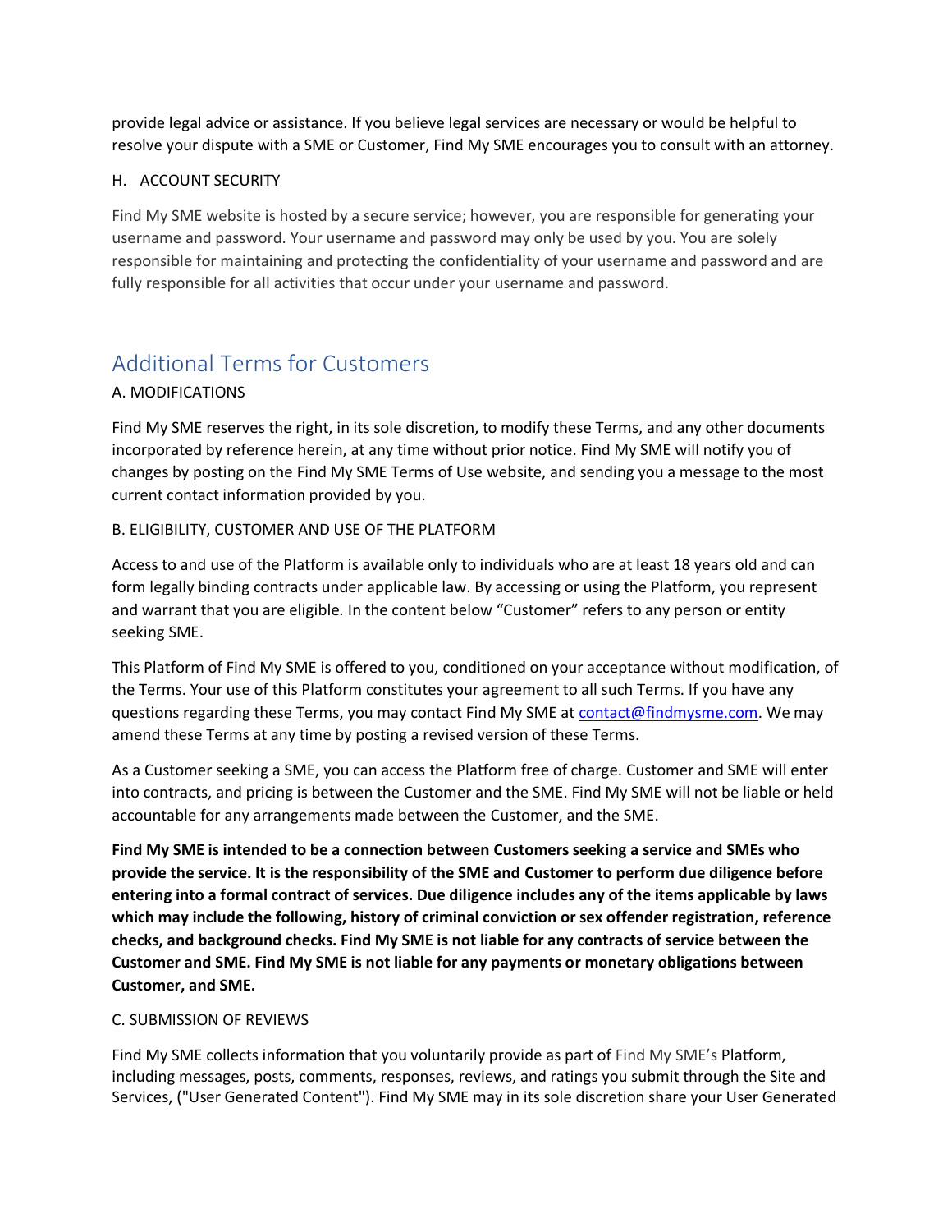provide legal advice or assistance. If you believe legal services are necessary or would be helpful to resolve your dispute with a SME or Customer, Find My SME encourages you to consult with an attorney.

H. ACCOUNT SECURITY

Find My SME website is hosted by a secure service; however, you are responsible for generating your username and password. Your username and password may only be used by you. You are solely responsible for maintaining and protecting the confidentiality of your username and password and are fully responsible for all activities that occur under your username and password.

## Additional Terms for Customers

A. MODIFICATIONS

Find My SME reserves the right, in its sole discretion, to modify these Terms, and any other documents incorporated by reference herein, at any time without prior notice. Find My SME will notify you of changes by posting on the Find My SME Terms of Use website, and sending you a message to the most current contact information provided by you.

B. ELIGIBILITY, CUSTOMER AND USE OF THE PLATFORM

Access to and use of the Platform is available only to individuals who are at least 18 years old and can form legally binding contracts under applicable law. By accessing or using the Platform, you represent and warrant that you are eligible. In the content below "Customer" refers to any person or entity seeking SME.

This Platform of Find My SME is offered to you, conditioned on your acceptance without modification, of the Terms. Your use of this Platform constitutes your agreement to all such Terms. If you have any questions regarding these Terms, you may contact Find My SME at contact@findmysme.com. We may amend these Terms at any time by posting a revised version of these Terms.

As a Customer seeking a SME, you can access the Platform free of charge. Customer and SME will enter into contracts, and pricing is between the Customer and the SME. Find My SME will not be liable or held accountable for any arrangements made between the Customer, and the SME.

**Find My SME is intended to be a connection between Customers seeking a service and SMEs who provide the service. It is the responsibility of the SME and Customer to perform due diligence before entering into a formal contract of services. Due diligence includes any of the items applicable by laws which may include the following, history of criminal conviction or sex offender registration, reference checks, and background checks. Find My SME is not liable for any contracts of service between the Customer and SME. Find My SME is not liable for any payments or monetary obligations between Customer, and SME.**

C. SUBMISSION OF REVIEWS

Find My SME collects information that you voluntarily provide as part of Find My SME's Platform, including messages, posts, comments, responses, reviews, and ratings you submit through the Site and Services, ("User Generated Content"). Find My SME may in its sole discretion share your User Generated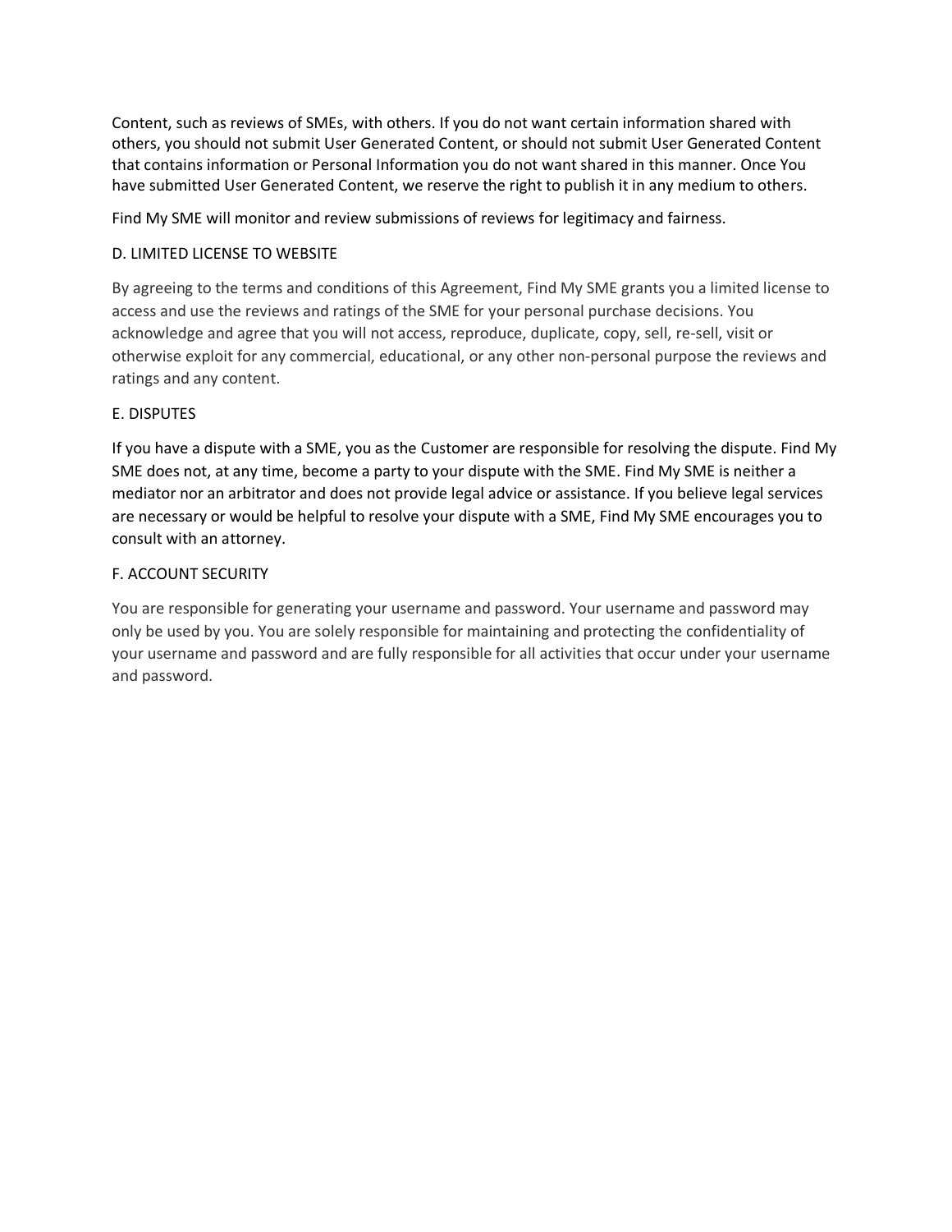Content, such as reviews of SMEs, with others. If you do not want certain information shared with others, you should not submit User Generated Content, or should not submit User Generated Content that contains information or Personal Information you do not want shared in this manner. Once You have submitted User Generated Content, we reserve the right to publish it in any medium to others.

Find My SME will monitor and review submissions of reviews for legitimacy and fairness.

## D. LIMITED LICENSE TO WEBSITE

By agreeing to the terms and conditions of this Agreement, Find My SME grants you a limited license to access and use the reviews and ratings of the SME for your personal purchase decisions. You acknowledge and agree that you will not access, reproduce, duplicate, copy, sell, re-sell, visit or otherwise exploit for any commercial, educational, or any other non-personal purpose the reviews and ratings and any content.

## E. DISPUTES

If you have a dispute with a SME, you as the Customer are responsible for resolving the dispute. Find My SME does not, at any time, become a party to your dispute with the SME. Find My SME is neither a mediator nor an arbitrator and does not provide legal advice or assistance. If you believe legal services are necessary or would be helpful to resolve your dispute with a SME, Find My SME encourages you to consult with an attorney.

## F. ACCOUNT SECURITY

You are responsible for generating your username and password. Your username and password may only be used by you. You are solely responsible for maintaining and protecting the confidentiality of your username and password and are fully responsible for all activities that occur under your username and password.